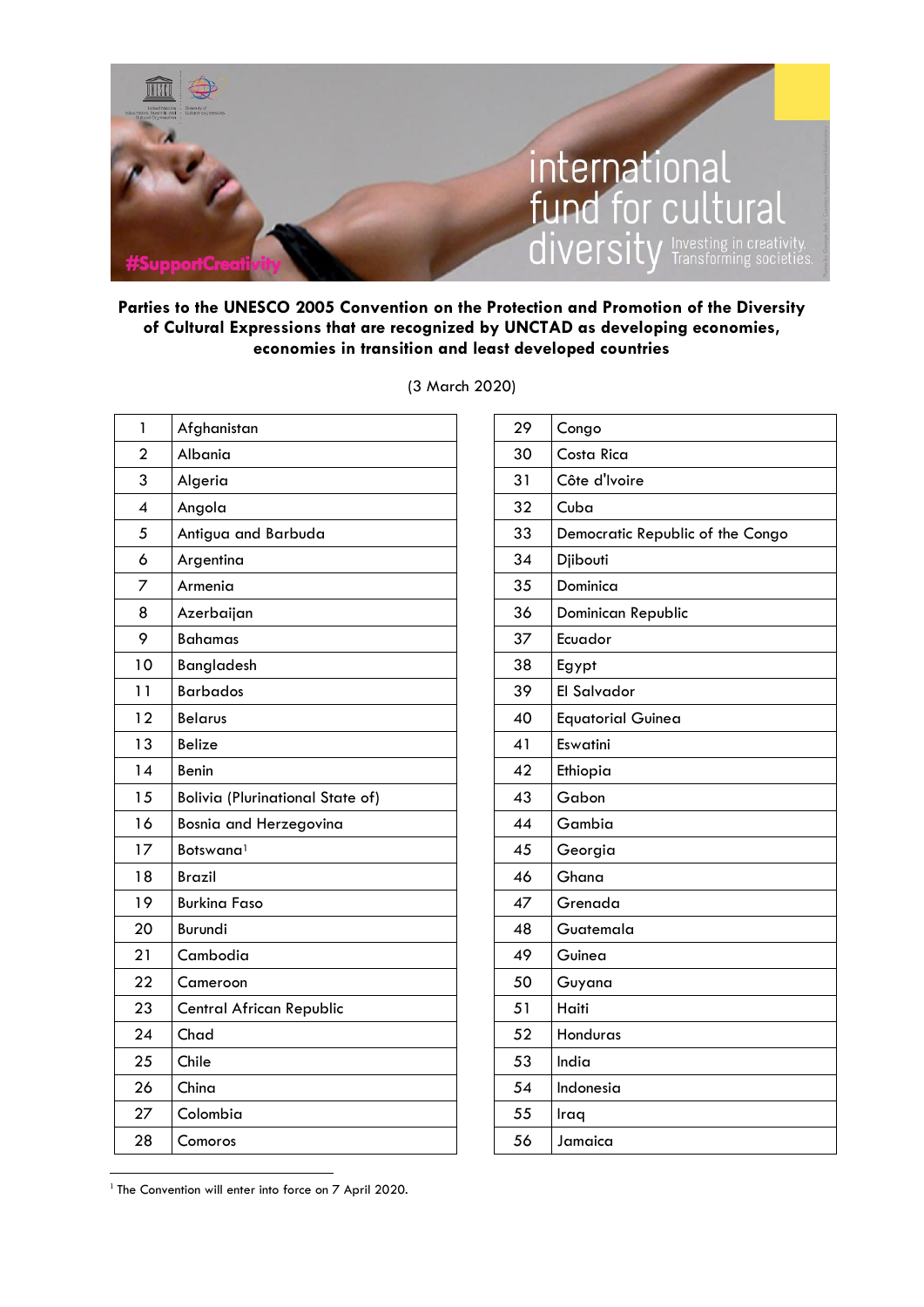**Parties to the UNESCO 2005 Convention on the Protection and Promotion of the Diversity of Cultural Expressions that are recognized by UNCTAD as developing economies, economies in transition and least developed countries**

(3 March 2020)

| | |
|---|---|
| 1 | Afghanistan |
| 2 | Albania |
| 3 | Algeria |
| 4 | Angola |
| 5 | Antigua and Barbuda |
| 6 | Argentina |
| 7 | Armenia |
| 8 | Azerbaijan |
| 9 | Bahamas |
| 10 | Bangladesh |
| 11 | Barbados |
| 12 | Belarus |
| 13 | Belize |
| 14 | Benin |
| 15 | Bolivia (Plurinational State of) |
| 16 | Bosnia and Herzegovina |
| 17 | Botswana[1] |
| 18 | Brazil |
| 19 | Burkina Faso |
| 20 | Burundi |
| 21 | Cambodia |
| 22 | Cameroon |
| 23 | Central African Republic |
| 24 | Chad |
| 25 | Chile |
| 26 | China |
| 27 | Colombia |
| 28 | Comoros |
| 29 | Congo |
| 30 | Costa Rica |
| 31 | Côte d'Ivoire |
| 32 | Cuba |
| 33 | Democratic Republic of the Congo |
| 34 | Djibouti |
| 35 | Dominica |
| 36 | Dominican Republic |
| 37 | Ecuador |
| 38 | Egypt |
| 39 | El Salvador |
| 40 | Equatorial Guinea |
| 41 | Eswatini |
| 42 | Ethiopia |
| 43 | Gabon |
| 44 | Gambia |
| 45 | Georgia |
| 46 | Ghana |
| 47 | Grenada |
| 48 | Guatemala |
| 49 | Guinea |
| 50 | Guyana |
| 51 | Haiti |
| 52 | Honduras |
| 53 | India |
| 54 | Indonesia |
| 55 | Iraq |
| 56 | Jamaica |

[1] The Convention will enter into force on 7 April 2020.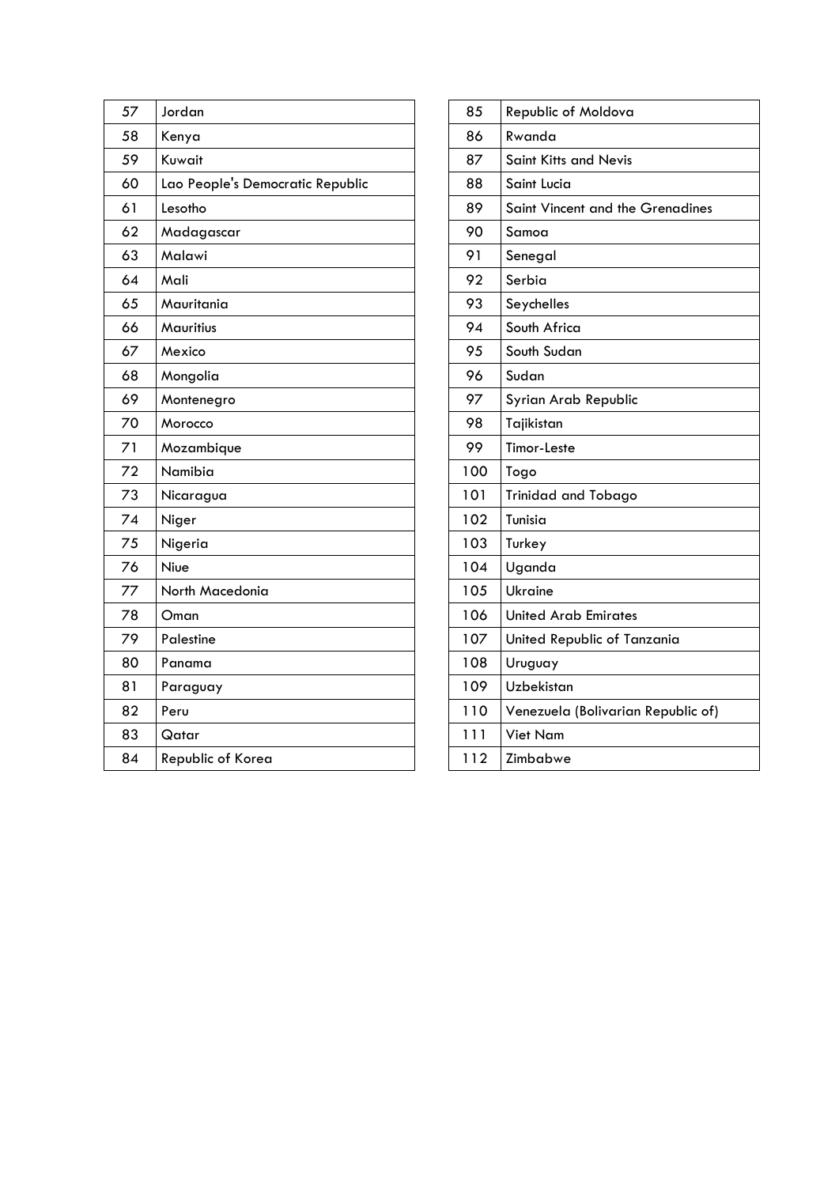| | |
|---|---|
| 57 | Jordan |
| 58 | Kenya |
| 59 | Kuwait |
| 60 | Lao People's Democratic Republic |
| 61 | Lesotho |
| 62 | Madagascar |
| 63 | Malawi |
| 64 | Mali |
| 65 | Mauritania |
| 66 | Mauritius |
| 67 | Mexico |
| 68 | Mongolia |
| 69 | Montenegro |
| 70 | Morocco |
| 71 | Mozambique |
| 72 | Namibia |
| 73 | Nicaragua |
| 74 | Niger |
| 75 | Nigeria |
| 76 | Niue |
| 77 | North Macedonia |
| 78 | Oman |
| 79 | Palestine |
| 80 | Panama |
| 81 | Paraguay |
| 82 | Peru |
| 83 | Qatar |
| 84 | Republic of Korea |

| | |
|---|---|
| 85 | Republic of Moldova |
| 86 | Rwanda |
| 87 | Saint Kitts and Nevis |
| 88 | Saint Lucia |
| 89 | Saint Vincent and the Grenadines |
| 90 | Samoa |
| 91 | Senegal |
| 92 | Serbia |
| 93 | Seychelles |
| 94 | South Africa |
| 95 | South Sudan |
| 96 | Sudan |
| 97 | Syrian Arab Republic |
| 98 | Tajikistan |
| 99 | Timor-Leste |
| 100 | Togo |
| 101 | Trinidad and Tobago |
| 102 | Tunisia |
| 103 | Turkey |
| 104 | Uganda |
| 105 | Ukraine |
| 106 | United Arab Emirates |
| 107 | United Republic of Tanzania |
| 108 | Uruguay |
| 109 | Uzbekistan |
| 110 | Venezuela (Bolivarian Republic of) |
| 111 | Viet Nam |
| 112 | Zimbabwe |